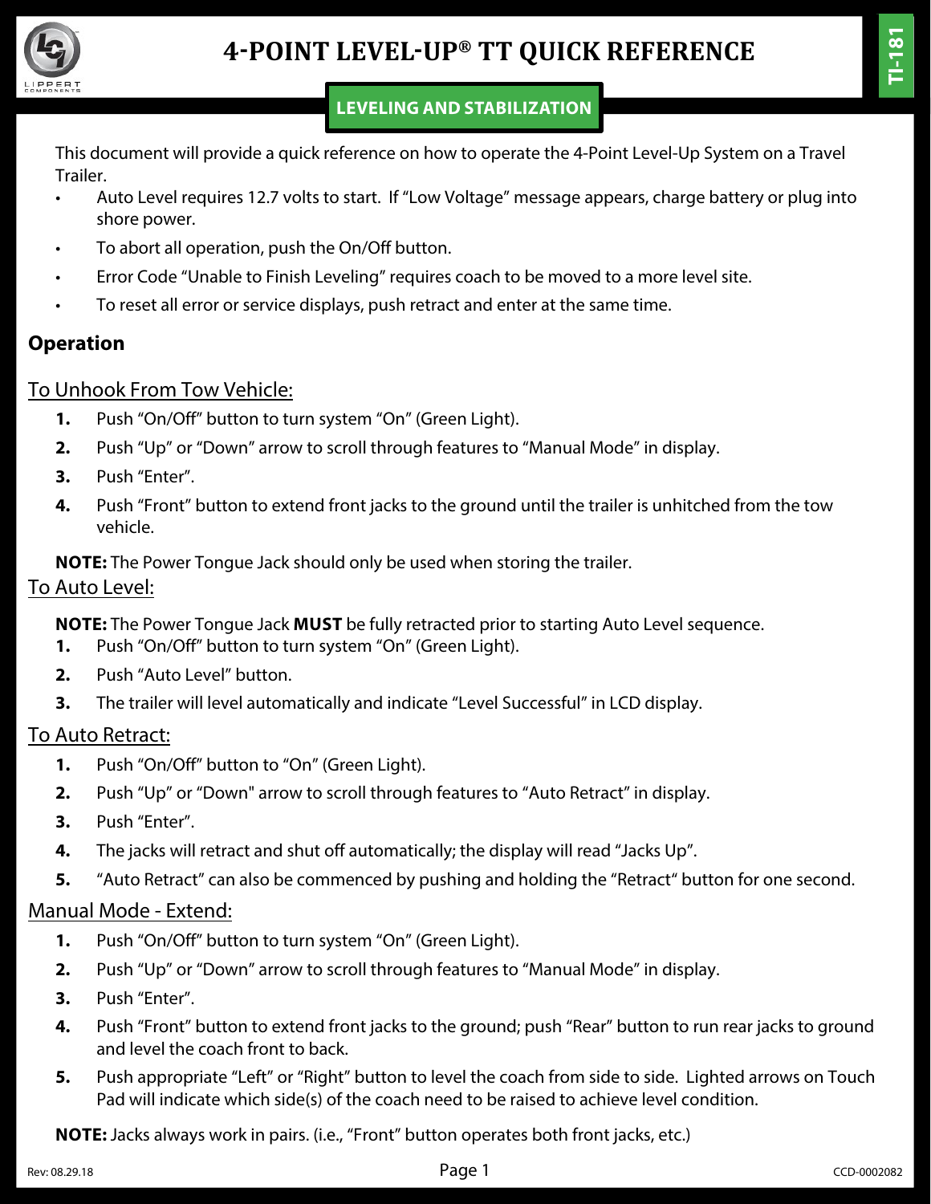# 4-POINT LEVEL-UP® TT QUICK REFERENCE

**LEVELING AND STABILIZATION**

This document will provide a quick reference on how to operate the 4-Point Level-Up System on a Travel Trailer.

- Auto Level requires 12.7 volts to start. If "Low Voltage" message appears, charge battery or plug into shore power.
- To abort all operation, push the On/Off button.
- Error Code "Unable to Finish Leveling" requires coach to be moved to a more level site.
- To reset all error or service displays, push retract and enter at the same time.

## Operation

### To Unhook From Tow Vehicle:

1. Push "On/Off" button to turn system "On" (Green Light).
2. Push "Up" or "Down" arrow to scroll through features to "Manual Mode" in display.
3. Push "Enter".
4. Push "Front" button to extend front jacks to the ground until the trailer is unhitched from the tow vehicle.

**NOTE:** The Power Tongue Jack should only be used when storing the trailer.

### To Auto Level:

**NOTE:** The Power Tongue Jack **MUST** be fully retracted prior to starting Auto Level sequence.

1. Push "On/Off" button to turn system "On" (Green Light).
2. Push "Auto Level" button.
3. The trailer will level automatically and indicate "Level Successful" in LCD display.

### To Auto Retract:

1. Push "On/Off" button to "On" (Green Light).
2. Push "Up" or "Down" arrow to scroll through features to "Auto Retract" in display.
3. Push "Enter".
4. The jacks will retract and shut off automatically; the display will read "Jacks Up".
5. "Auto Retract" can also be commenced by pushing and holding the "Retract" button for one second.

### Manual Mode - Extend:

1. Push "On/Off" button to turn system "On" (Green Light).
2. Push "Up" or "Down" arrow to scroll through features to "Manual Mode" in display.
3. Push "Enter".
4. Push "Front" button to extend front jacks to the ground; push "Rear" button to run rear jacks to ground and level the coach front to back.
5. Push appropriate "Left" or "Right" button to level the coach from side to side. Lighted arrows on Touch Pad will indicate which side(s) of the coach need to be raised to achieve level condition.

**NOTE:** Jacks always work in pairs. (i.e., "Front" button operates both front jacks, etc.)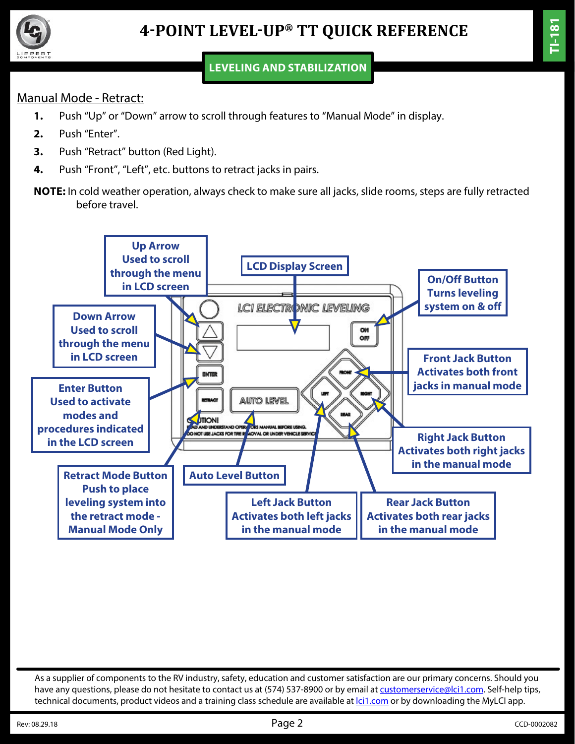# 4-POINT LEVEL-UP® TT QUICK REFERENCE

**LEVELING AND STABILIZATION**

## Manual Mode - Retract:

1. Push “Up” or “Down” arrow to scroll through features to “Manual Mode” in display.
2. Push “Enter”.
3. Push “Retract” button (Red Light).
4. Push “Front”, “Left”, etc. buttons to retract jacks in pairs.

**NOTE:** In cold weather operation, always check to make sure all jacks, slide rooms, steps are fully retracted before travel.

**Up Arrow** Used to scroll through the menu in LCD screen

**LCD Display Screen**

**On/Off Button** Turns leveling system on & off

**Down Arrow** Used to scroll through the menu in LCD screen

**Front Jack Button** Activates both front jacks in manual mode

**Enter Button** Used to activate modes and procedures indicated in the LCD screen

**Right Jack Button** Activates both right jacks in the manual mode

**Retract Mode Button** Push to place leveling system into the retract mode - Manual Mode Only

**Auto Level Button**

**Left Jack Button** Activates both left jacks in the manual mode

**Rear Jack Button** Activates both rear jacks in the manual mode

As a supplier of components to the RV industry, safety, education and customer satisfaction are our primary concerns. Should you have any questions, please do not hesitate to contact us at (574) 537-8900 or by email at customerservice@lci1.com. Self-help tips, technical documents, product videos and a training class schedule are available at lci1.com or by downloading the MyLCI app.

Rev: 08.29.18 CCD-0002082